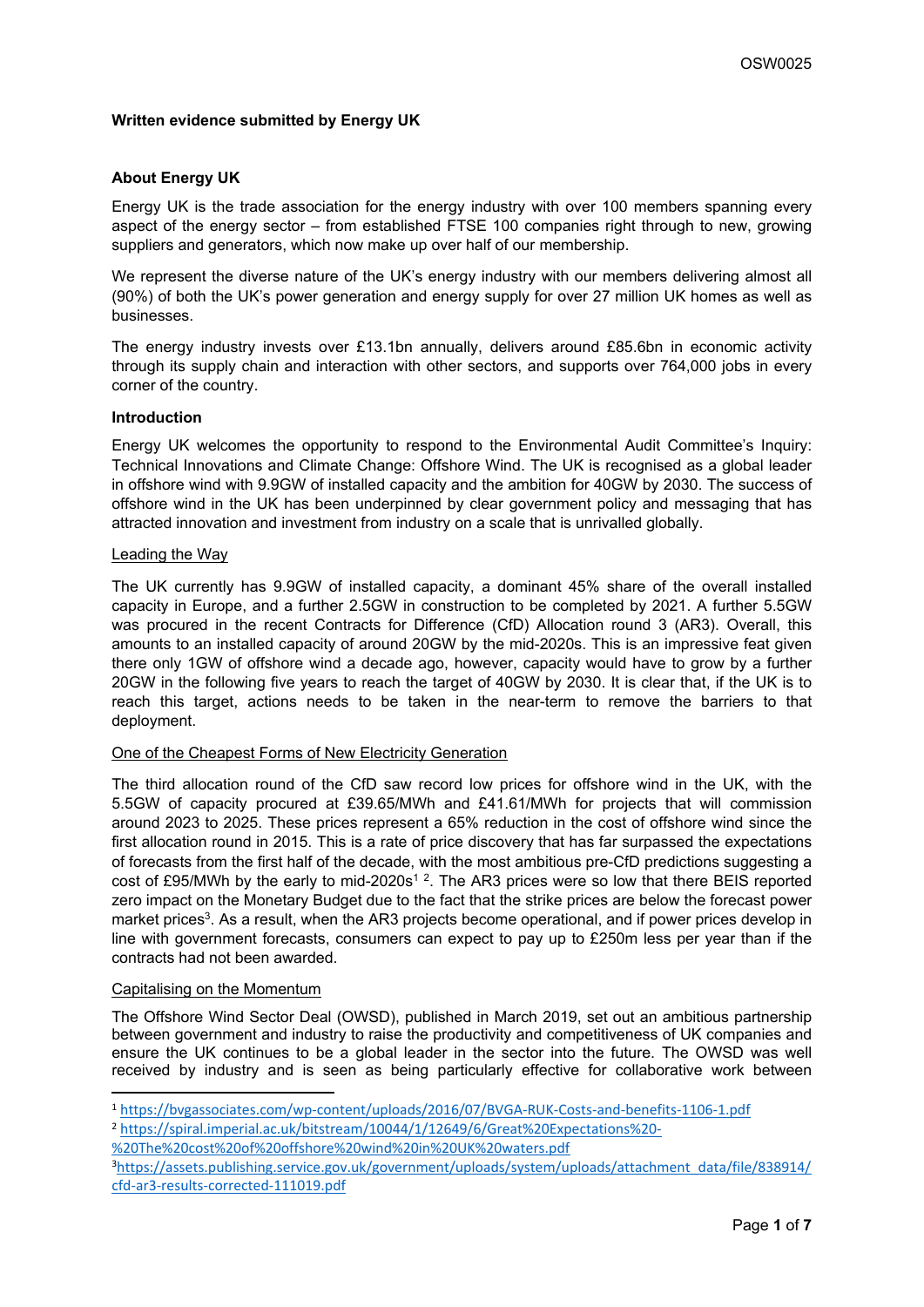**Written evidence submitted by Energy UK**

**About Energy UK**

Energy UK is the trade association for the energy industry with over 100 members spanning every aspect of the energy sector – from established FTSE 100 companies right through to new, growing suppliers and generators, which now make up over half of our membership.

We represent the diverse nature of the UK's energy industry with our members delivering almost all (90%) of both the UK's power generation and energy supply for over 27 million UK homes as well as businesses.

The energy industry invests over £13.1bn annually, delivers around £85.6bn in economic activity through its supply chain and interaction with other sectors, and supports over 764,000 jobs in every corner of the country.

**Introduction**

Energy UK welcomes the opportunity to respond to the Environmental Audit Committee's Inquiry: Technical Innovations and Climate Change: Offshore Wind. The UK is recognised as a global leader in offshore wind with 9.9GW of installed capacity and the ambition for 40GW by 2030. The success of offshore wind in the UK has been underpinned by clear government policy and messaging that has attracted innovation and investment from industry on a scale that is unrivalled globally.

<u>Leading the Way</u>

The UK currently has 9.9GW of installed capacity, a dominant 45% share of the overall installed capacity in Europe, and a further 2.5GW in construction to be completed by 2021. A further 5.5GW was procured in the recent Contracts for Difference (CfD) Allocation round 3 (AR3). Overall, this amounts to an installed capacity of around 20GW by the mid-2020s. This is an impressive feat given there only 1GW of offshore wind a decade ago, however, capacity would have to grow by a further 20GW in the following five years to reach the target of 40GW by 2030. It is clear that, if the UK is to reach this target, actions needs to be taken in the near-term to remove the barriers to that deployment.

<u>One of the Cheapest Forms of New Electricity Generation</u>

The third allocation round of the CfD saw record low prices for offshore wind in the UK, with the 5.5GW of capacity procured at £39.65/MWh and £41.61/MWh for projects that will commission around 2023 to 2025. These prices represent a 65% reduction in the cost of offshore wind since the first allocation round in 2015. This is a rate of price discovery that has far surpassed the expectations of forecasts from the first half of the decade, with the most ambitious pre-CfD predictions suggesting a cost of £95/MWh by the early to mid-2020s[1] [2]. The AR3 prices were so low that there BEIS reported zero impact on the Monetary Budget due to the fact that the strike prices are below the forecast power market prices[3]. As a result, when the AR3 projects become operational, and if power prices develop in line with government forecasts, consumers can expect to pay up to £250m less per year than if the contracts had not been awarded.

<u>Capitalising on the Momentum</u>

The Offshore Wind Sector Deal (OWSD), published in March 2019, set out an ambitious partnership between government and industry to raise the productivity and competitiveness of UK companies and ensure the UK continues to be a global leader in the sector into the future. The OWSD was well received by industry and is seen as being particularly effective for collaborative work between

---

[1] https://bvgassociates.com/wp-content/uploads/2016/07/BVGA-RUK-Costs-and-benefits-1106-1.pdf

[2] https://spiral.imperial.ac.uk/bitstream/10044/1/12649/6/Great%20Expectations%20-%20The%20cost%20of%20offshore%20wind%20in%20UK%20waters.pdf

[3] https://assets.publishing.service.gov.uk/government/uploads/system/uploads/attachment_data/file/838914/cfd-ar3-results-corrected-111019.pdf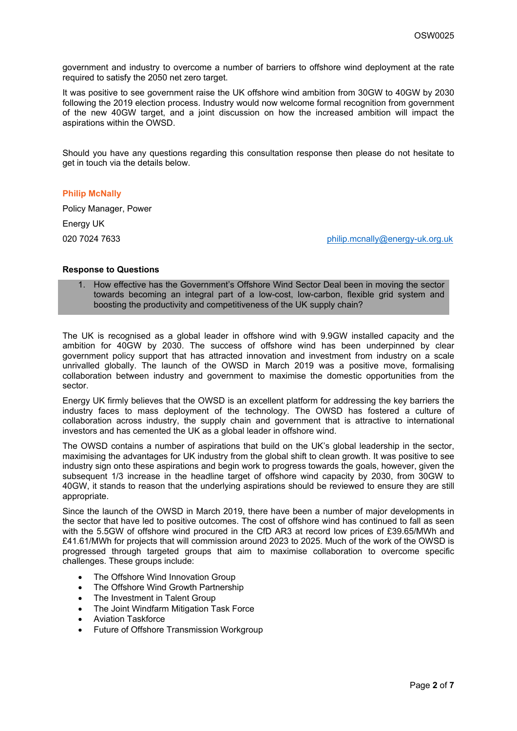government and industry to overcome a number of barriers to offshore wind deployment at the rate required to satisfy the 2050 net zero target.

It was positive to see government raise the UK offshore wind ambition from 30GW to 40GW by 2030 following the 2019 election process. Industry would now welcome formal recognition from government of the new 40GW target, and a joint discussion on how the increased ambition will impact the aspirations within the OWSD.

Should you have any questions regarding this consultation response then please do not hesitate to get in touch via the details below.

**Philip McNally**

Policy Manager, Power

Energy UK

020 7024 7633 philip.mcnally@energy-uk.org.uk

**Response to Questions**

1. How effective has the Government's Offshore Wind Sector Deal been in moving the sector towards becoming an integral part of a low-cost, low-carbon, flexible grid system and boosting the productivity and competitiveness of the UK supply chain?

The UK is recognised as a global leader in offshore wind with 9.9GW installed capacity and the ambition for 40GW by 2030. The success of offshore wind has been underpinned by clear government policy support that has attracted innovation and investment from industry on a scale unrivalled globally. The launch of the OWSD in March 2019 was a positive move, formalising collaboration between industry and government to maximise the domestic opportunities from the sector.

Energy UK firmly believes that the OWSD is an excellent platform for addressing the key barriers the industry faces to mass deployment of the technology. The OWSD has fostered a culture of collaboration across industry, the supply chain and government that is attractive to international investors and has cemented the UK as a global leader in offshore wind.

The OWSD contains a number of aspirations that build on the UK's global leadership in the sector, maximising the advantages for UK industry from the global shift to clean growth. It was positive to see industry sign onto these aspirations and begin work to progress towards the goals, however, given the subsequent 1/3 increase in the headline target of offshore wind capacity by 2030, from 30GW to 40GW, it stands to reason that the underlying aspirations should be reviewed to ensure they are still appropriate.

Since the launch of the OWSD in March 2019, there have been a number of major developments in the sector that have led to positive outcomes. The cost of offshore wind has continued to fall as seen with the 5.5GW of offshore wind procured in the CfD AR3 at record low prices of £39.65/MWh and £41.61/MWh for projects that will commission around 2023 to 2025. Much of the work of the OWSD is progressed through targeted groups that aim to maximise collaboration to overcome specific challenges. These groups include:

- The Offshore Wind Innovation Group
- The Offshore Wind Growth Partnership
- The Investment in Talent Group
- The Joint Windfarm Mitigation Task Force
- Aviation Taskforce
- Future of Offshore Transmission Workgroup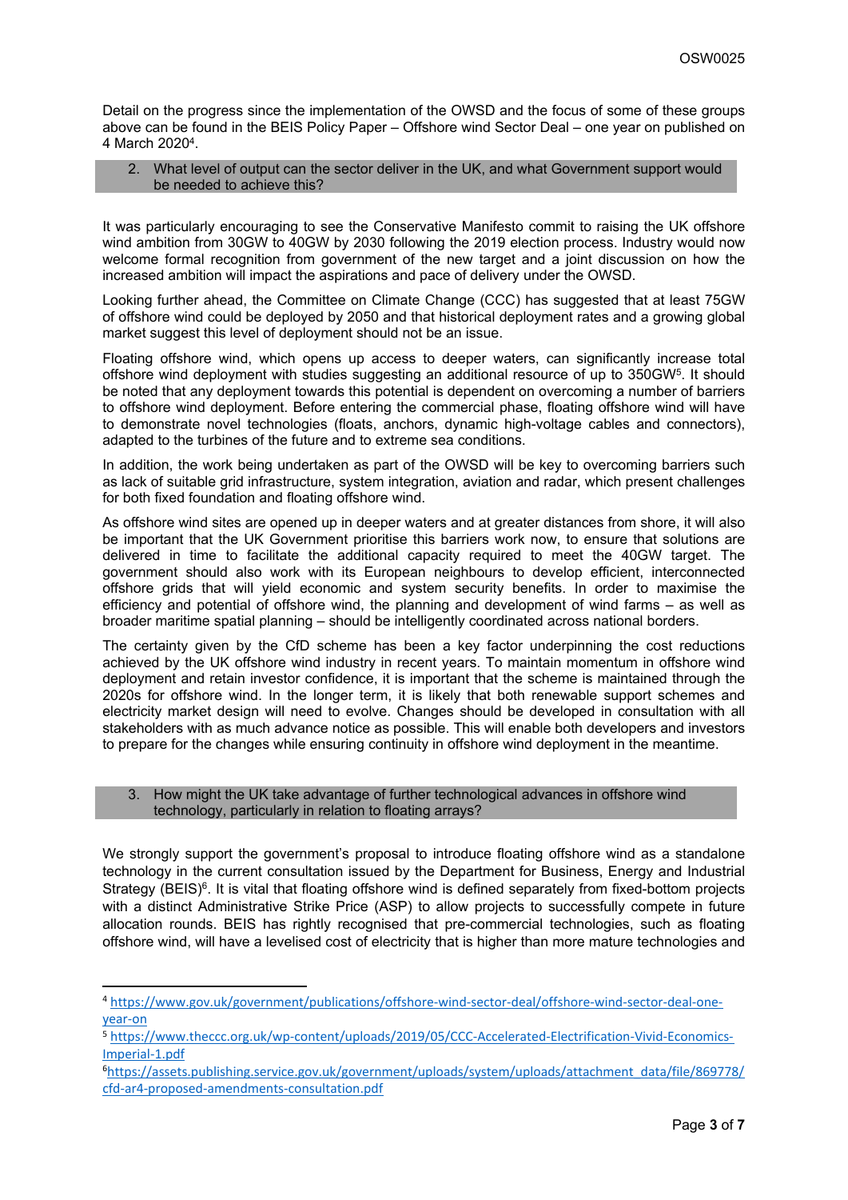Detail on the progress since the implementation of the OWSD and the focus of some of these groups above can be found in the BEIS Policy Paper – Offshore wind Sector Deal – one year on published on 4 March 2020[4].

### 2. What level of output can the sector deliver in the UK, and what Government support would be needed to achieve this?

It was particularly encouraging to see the Conservative Manifesto commit to raising the UK offshore wind ambition from 30GW to 40GW by 2030 following the 2019 election process. Industry would now welcome formal recognition from government of the new target and a joint discussion on how the increased ambition will impact the aspirations and pace of delivery under the OWSD.

Looking further ahead, the Committee on Climate Change (CCC) has suggested that at least 75GW of offshore wind could be deployed by 2050 and that historical deployment rates and a growing global market suggest this level of deployment should not be an issue.

Floating offshore wind, which opens up access to deeper waters, can significantly increase total offshore wind deployment with studies suggesting an additional resource of up to 350GW[5]. It should be noted that any deployment towards this potential is dependent on overcoming a number of barriers to offshore wind deployment. Before entering the commercial phase, floating offshore wind will have to demonstrate novel technologies (floats, anchors, dynamic high-voltage cables and connectors), adapted to the turbines of the future and to extreme sea conditions.

In addition, the work being undertaken as part of the OWSD will be key to overcoming barriers such as lack of suitable grid infrastructure, system integration, aviation and radar, which present challenges for both fixed foundation and floating offshore wind.

As offshore wind sites are opened up in deeper waters and at greater distances from shore, it will also be important that the UK Government prioritise this barriers work now, to ensure that solutions are delivered in time to facilitate the additional capacity required to meet the 40GW target. The government should also work with its European neighbours to develop efficient, interconnected offshore grids that will yield economic and system security benefits. In order to maximise the efficiency and potential of offshore wind, the planning and development of wind farms – as well as broader maritime spatial planning – should be intelligently coordinated across national borders.

The certainty given by the CfD scheme has been a key factor underpinning the cost reductions achieved by the UK offshore wind industry in recent years. To maintain momentum in offshore wind deployment and retain investor confidence, it is important that the scheme is maintained through the 2020s for offshore wind. In the longer term, it is likely that both renewable support schemes and electricity market design will need to evolve. Changes should be developed in consultation with all stakeholders with as much advance notice as possible. This will enable both developers and investors to prepare for the changes while ensuring continuity in offshore wind deployment in the meantime.

### 3. How might the UK take advantage of further technological advances in offshore wind technology, particularly in relation to floating arrays?

We strongly support the government's proposal to introduce floating offshore wind as a standalone technology in the current consultation issued by the Department for Business, Energy and Industrial Strategy (BEIS)[6]. It is vital that floating offshore wind is defined separately from fixed-bottom projects with a distinct Administrative Strike Price (ASP) to allow projects to successfully compete in future allocation rounds. BEIS has rightly recognised that pre-commercial technologies, such as floating offshore wind, will have a levelised cost of electricity that is higher than more mature technologies and

---

[4] https://www.gov.uk/government/publications/offshore-wind-sector-deal/offshore-wind-sector-deal-one-year-on

[5] https://www.theccc.org.uk/wp-content/uploads/2019/05/CCC-Accelerated-Electrification-Vivid-Economics-Imperial-1.pdf

[6] https://assets.publishing.service.gov.uk/government/uploads/system/uploads/attachment_data/file/869778/cfd-ar4-proposed-amendments-consultation.pdf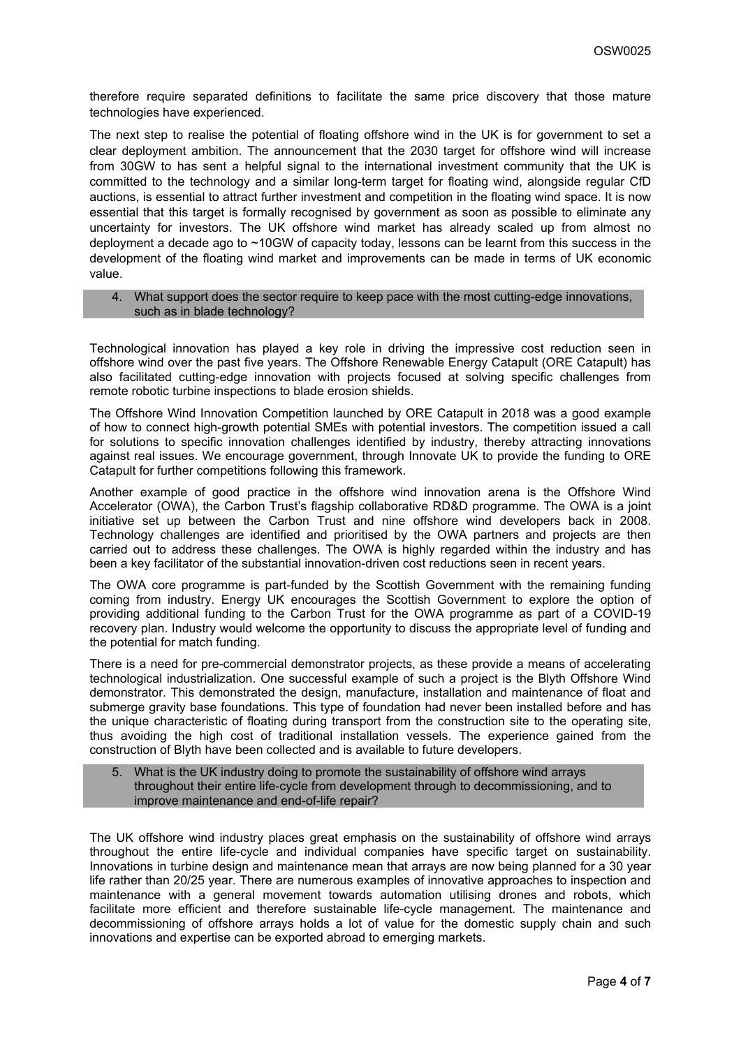therefore require separated definitions to facilitate the same price discovery that those mature technologies have experienced.

The next step to realise the potential of floating offshore wind in the UK is for government to set a clear deployment ambition. The announcement that the 2030 target for offshore wind will increase from 30GW to has sent a helpful signal to the international investment community that the UK is committed to the technology and a similar long-term target for floating wind, alongside regular CfD auctions, is essential to attract further investment and competition in the floating wind space. It is now essential that this target is formally recognised by government as soon as possible to eliminate any uncertainty for investors. The UK offshore wind market has already scaled up from almost no deployment a decade ago to ~10GW of capacity today, lessons can be learnt from this success in the development of the floating wind market and improvements can be made in terms of UK economic value.

4. What support does the sector require to keep pace with the most cutting-edge innovations, such as in blade technology?

Technological innovation has played a key role in driving the impressive cost reduction seen in offshore wind over the past five years. The Offshore Renewable Energy Catapult (ORE Catapult) has also facilitated cutting-edge innovation with projects focused at solving specific challenges from remote robotic turbine inspections to blade erosion shields.

The Offshore Wind Innovation Competition launched by ORE Catapult in 2018 was a good example of how to connect high-growth potential SMEs with potential investors. The competition issued a call for solutions to specific innovation challenges identified by industry, thereby attracting innovations against real issues. We encourage government, through Innovate UK to provide the funding to ORE Catapult for further competitions following this framework.

Another example of good practice in the offshore wind innovation arena is the Offshore Wind Accelerator (OWA), the Carbon Trust's flagship collaborative RD&D programme. The OWA is a joint initiative set up between the Carbon Trust and nine offshore wind developers back in 2008. Technology challenges are identified and prioritised by the OWA partners and projects are then carried out to address these challenges. The OWA is highly regarded within the industry and has been a key facilitator of the substantial innovation-driven cost reductions seen in recent years.

The OWA core programme is part-funded by the Scottish Government with the remaining funding coming from industry. Energy UK encourages the Scottish Government to explore the option of providing additional funding to the Carbon Trust for the OWA programme as part of a COVID-19 recovery plan. Industry would welcome the opportunity to discuss the appropriate level of funding and the potential for match funding.

There is a need for pre-commercial demonstrator projects, as these provide a means of accelerating technological industrialization. One successful example of such a project is the Blyth Offshore Wind demonstrator. This demonstrated the design, manufacture, installation and maintenance of float and submerge gravity base foundations. This type of foundation had never been installed before and has the unique characteristic of floating during transport from the construction site to the operating site, thus avoiding the high cost of traditional installation vessels. The experience gained from the construction of Blyth have been collected and is available to future developers.

5. What is the UK industry doing to promote the sustainability of offshore wind arrays throughout their entire life-cycle from development through to decommissioning, and to improve maintenance and end-of-life repair?

The UK offshore wind industry places great emphasis on the sustainability of offshore wind arrays throughout the entire life-cycle and individual companies have specific target on sustainability. Innovations in turbine design and maintenance mean that arrays are now being planned for a 30 year life rather than 20/25 year. There are numerous examples of innovative approaches to inspection and maintenance with a general movement towards automation utilising drones and robots, which facilitate more efficient and therefore sustainable life-cycle management. The maintenance and decommissioning of offshore arrays holds a lot of value for the domestic supply chain and such innovations and expertise can be exported abroad to emerging markets.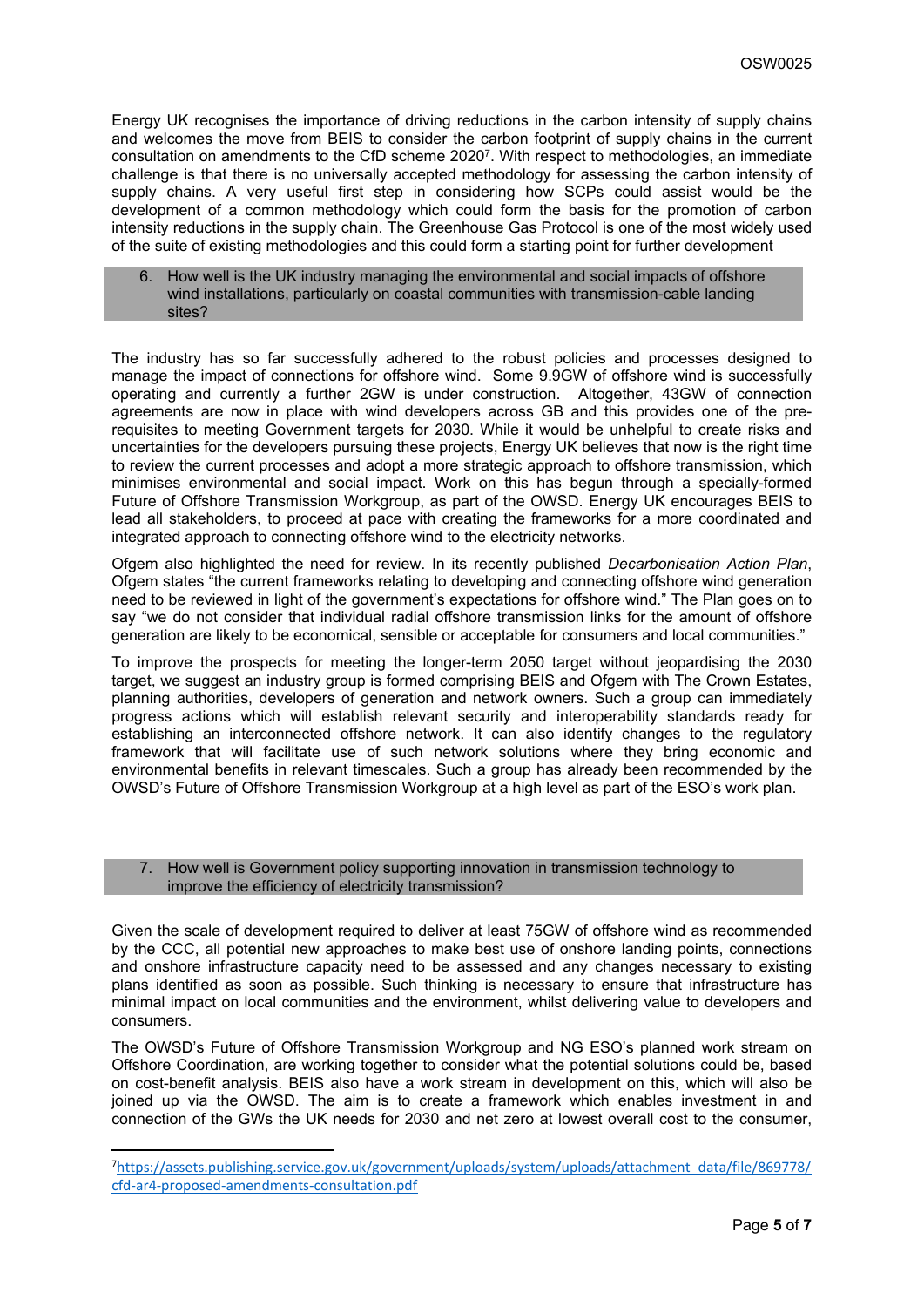Energy UK recognises the importance of driving reductions in the carbon intensity of supply chains and welcomes the move from BEIS to consider the carbon footprint of supply chains in the current consultation on amendments to the CfD scheme 2020[7]. With respect to methodologies, an immediate challenge is that there is no universally accepted methodology for assessing the carbon intensity of supply chains. A very useful first step in considering how SCPs could assist would be the development of a common methodology which could form the basis for the promotion of carbon intensity reductions in the supply chain. The Greenhouse Gas Protocol is one of the most widely used of the suite of existing methodologies and this could form a starting point for further development

### 6. How well is the UK industry managing the environmental and social impacts of offshore wind installations, particularly on coastal communities with transmission-cable landing sites?

The industry has so far successfully adhered to the robust policies and processes designed to manage the impact of connections for offshore wind. Some 9.9GW of offshore wind is successfully operating and currently a further 2GW is under construction. Altogether, 43GW of connection agreements are now in place with wind developers across GB and this provides one of the pre-requisites to meeting Government targets for 2030. While it would be unhelpful to create risks and uncertainties for the developers pursuing these projects, Energy UK believes that now is the right time to review the current processes and adopt a more strategic approach to offshore transmission, which minimises environmental and social impact. Work on this has begun through a specially-formed Future of Offshore Transmission Workgroup, as part of the OWSD. Energy UK encourages BEIS to lead all stakeholders, to proceed at pace with creating the frameworks for a more coordinated and integrated approach to connecting offshore wind to the electricity networks.

Ofgem also highlighted the need for review. In its recently published *Decarbonisation Action Plan*, Ofgem states "the current frameworks relating to developing and connecting offshore wind generation need to be reviewed in light of the government's expectations for offshore wind." The Plan goes on to say "we do not consider that individual radial offshore transmission links for the amount of offshore generation are likely to be economical, sensible or acceptable for consumers and local communities."

To improve the prospects for meeting the longer-term 2050 target without jeopardising the 2030 target, we suggest an industry group is formed comprising BEIS and Ofgem with The Crown Estates, planning authorities, developers of generation and network owners. Such a group can immediately progress actions which will establish relevant security and interoperability standards ready for establishing an interconnected offshore network. It can also identify changes to the regulatory framework that will facilitate use of such network solutions where they bring economic and environmental benefits in relevant timescales. Such a group has already been recommended by the OWSD's Future of Offshore Transmission Workgroup at a high level as part of the ESO's work plan.

### 7. How well is Government policy supporting innovation in transmission technology to improve the efficiency of electricity transmission?

Given the scale of development required to deliver at least 75GW of offshore wind as recommended by the CCC, all potential new approaches to make best use of onshore landing points, connections and onshore infrastructure capacity need to be assessed and any changes necessary to existing plans identified as soon as possible. Such thinking is necessary to ensure that infrastructure has minimal impact on local communities and the environment, whilst delivering value to developers and consumers.

The OWSD's Future of Offshore Transmission Workgroup and NG ESO's planned work stream on Offshore Coordination, are working together to consider what the potential solutions could be, based on cost-benefit analysis. BEIS also have a work stream in development on this, which will also be joined up via the OWSD. The aim is to create a framework which enables investment in and connection of the GWs the UK needs for 2030 and net zero at lowest overall cost to the consumer,

[7] https://assets.publishing.service.gov.uk/government/uploads/system/uploads/attachment_data/file/869778/cfd-ar4-proposed-amendments-consultation.pdf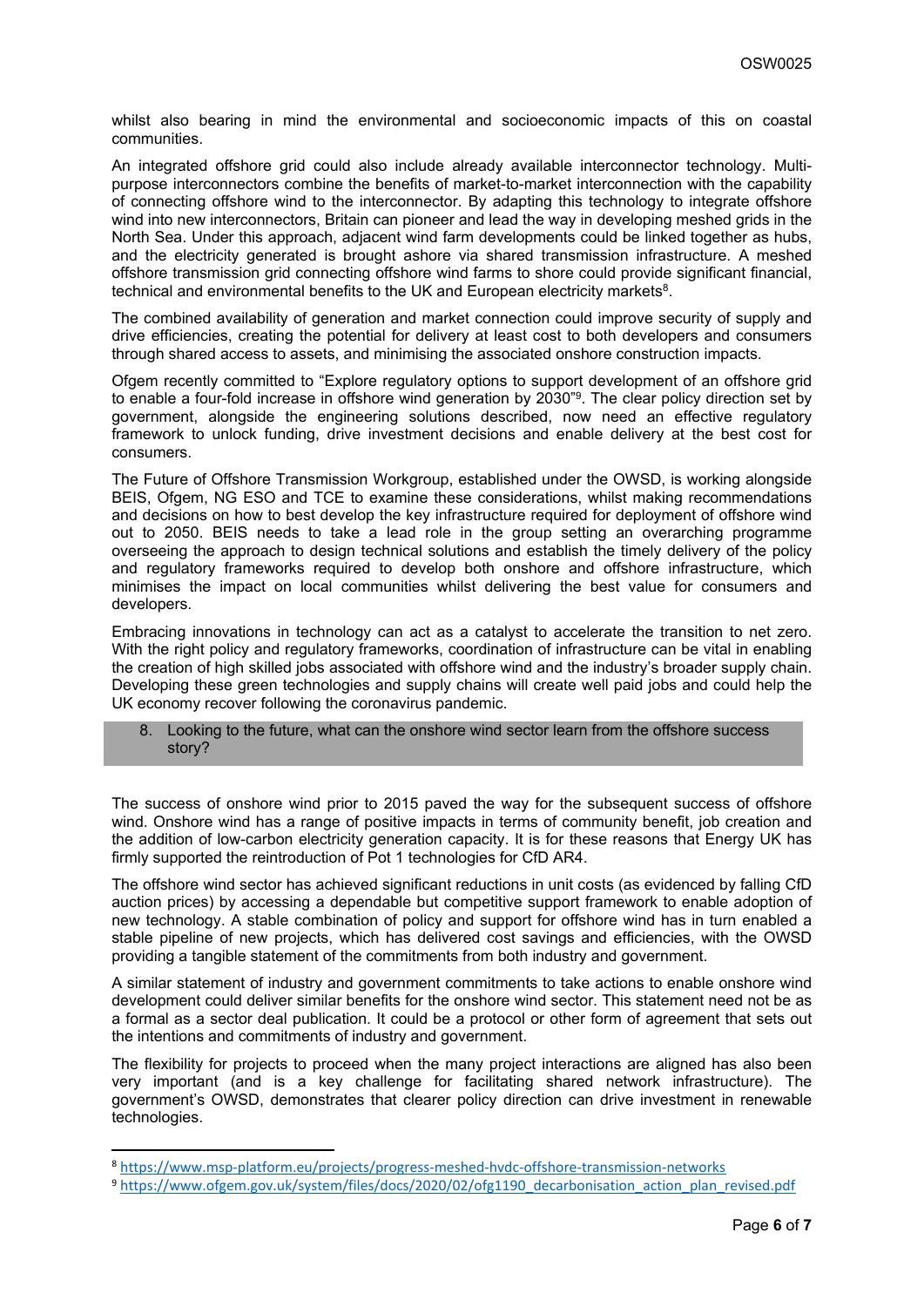whilst also bearing in mind the environmental and socioeconomic impacts of this on coastal communities.

An integrated offshore grid could also include already available interconnector technology. Multi-purpose interconnectors combine the benefits of market-to-market interconnection with the capability of connecting offshore wind to the interconnector. By adapting this technology to integrate offshore wind into new interconnectors, Britain can pioneer and lead the way in developing meshed grids in the North Sea. Under this approach, adjacent wind farm developments could be linked together as hubs, and the electricity generated is brought ashore via shared transmission infrastructure. A meshed offshore transmission grid connecting offshore wind farms to shore could provide significant financial, technical and environmental benefits to the UK and European electricity markets[8].

The combined availability of generation and market connection could improve security of supply and drive efficiencies, creating the potential for delivery at least cost to both developers and consumers through shared access to assets, and minimising the associated onshore construction impacts.

Ofgem recently committed to "Explore regulatory options to support development of an offshore grid to enable a four-fold increase in offshore wind generation by 2030"[9]. The clear policy direction set by government, alongside the engineering solutions described, now need an effective regulatory framework to unlock funding, drive investment decisions and enable delivery at the best cost for consumers.

The Future of Offshore Transmission Workgroup, established under the OWSD, is working alongside BEIS, Ofgem, NG ESO and TCE to examine these considerations, whilst making recommendations and decisions on how to best develop the key infrastructure required for deployment of offshore wind out to 2050. BEIS needs to take a lead role in the group setting an overarching programme overseeing the approach to design technical solutions and establish the timely delivery of the policy and regulatory frameworks required to develop both onshore and offshore infrastructure, which minimises the impact on local communities whilst delivering the best value for consumers and developers.

Embracing innovations in technology can act as a catalyst to accelerate the transition to net zero. With the right policy and regulatory frameworks, coordination of infrastructure can be vital in enabling the creation of high skilled jobs associated with offshore wind and the industry's broader supply chain. Developing these green technologies and supply chains will create well paid jobs and could help the UK economy recover following the coronavirus pandemic.

8. Looking to the future, what can the onshore wind sector learn from the offshore success story?

The success of onshore wind prior to 2015 paved the way for the subsequent success of offshore wind. Onshore wind has a range of positive impacts in terms of community benefit, job creation and the addition of low-carbon electricity generation capacity. It is for these reasons that Energy UK has firmly supported the reintroduction of Pot 1 technologies for CfD AR4.

The offshore wind sector has achieved significant reductions in unit costs (as evidenced by falling CfD auction prices) by accessing a dependable but competitive support framework to enable adoption of new technology. A stable combination of policy and support for offshore wind has in turn enabled a stable pipeline of new projects, which has delivered cost savings and efficiencies, with the OWSD providing a tangible statement of the commitments from both industry and government.

A similar statement of industry and government commitments to take actions to enable onshore wind development could deliver similar benefits for the onshore wind sector. This statement need not be as a formal as a sector deal publication. It could be a protocol or other form of agreement that sets out the intentions and commitments of industry and government.

The flexibility for projects to proceed when the many project interactions are aligned has also been very important (and is a key challenge for facilitating shared network infrastructure). The government's OWSD, demonstrates that clearer policy direction can drive investment in renewable technologies.

[8] https://www.msp-platform.eu/projects/progress-meshed-hvdc-offshore-transmission-networks

[9] https://www.ofgem.gov.uk/system/files/docs/2020/02/ofg1190_decarbonisation_action_plan_revised.pdf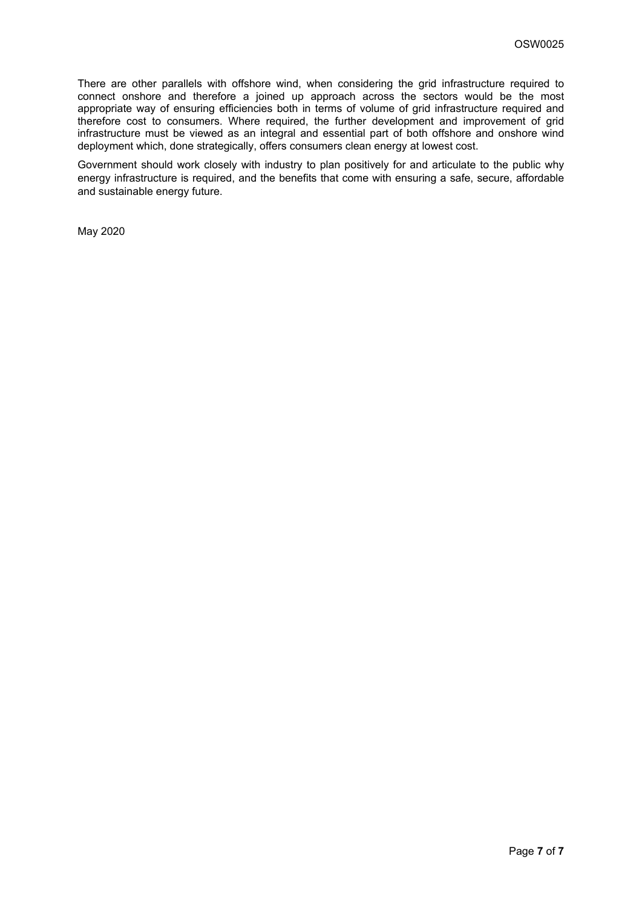There are other parallels with offshore wind, when considering the grid infrastructure required to connect onshore and therefore a joined up approach across the sectors would be the most appropriate way of ensuring efficiencies both in terms of volume of grid infrastructure required and therefore cost to consumers. Where required, the further development and improvement of grid infrastructure must be viewed as an integral and essential part of both offshore and onshore wind deployment which, done strategically, offers consumers clean energy at lowest cost.

Government should work closely with industry to plan positively for and articulate to the public why energy infrastructure is required, and the benefits that come with ensuring a safe, secure, affordable and sustainable energy future.

May 2020